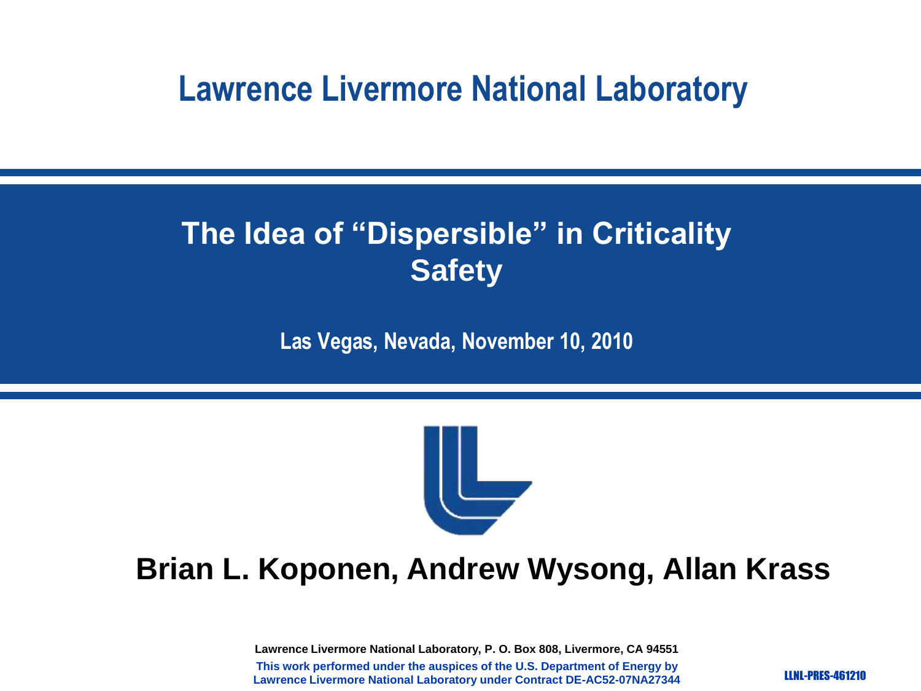# Lawrence Livermore National Laboratory

## The Idea of "Dispersible" in Criticality Safety

**Las Vegas, Nevada, November 10, 2010**

**Brian L. Koponen, Andrew Wysong, Allan Krass**

**Lawrence Livermore National Laboratory, P. O. Box 808, Livermore, CA 94551**

**This work performed under the auspices of the U.S. Department of Energy by Lawrence Livermore National Laboratory under Contract DE-AC52-07NA27344**

LLNL-PRES-461210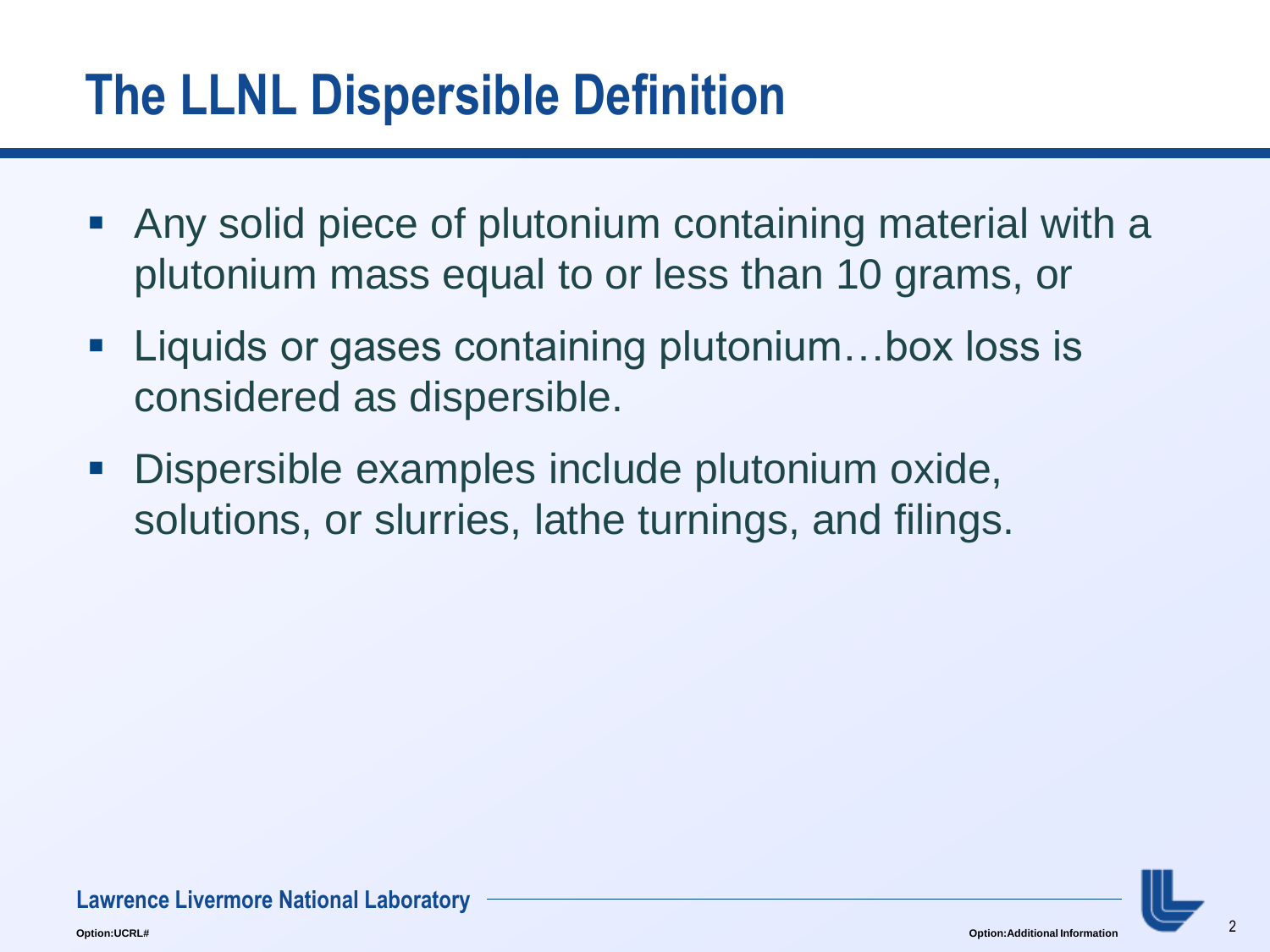# The LLNL Dispersible Definition

- Any solid piece of plutonium containing material with a plutonium mass equal to or less than 10 grams, or
- Liquids or gases containing plutonium…box loss is considered as dispersible.
- Dispersible examples include plutonium oxide, solutions, or slurries, lathe turnings, and filings.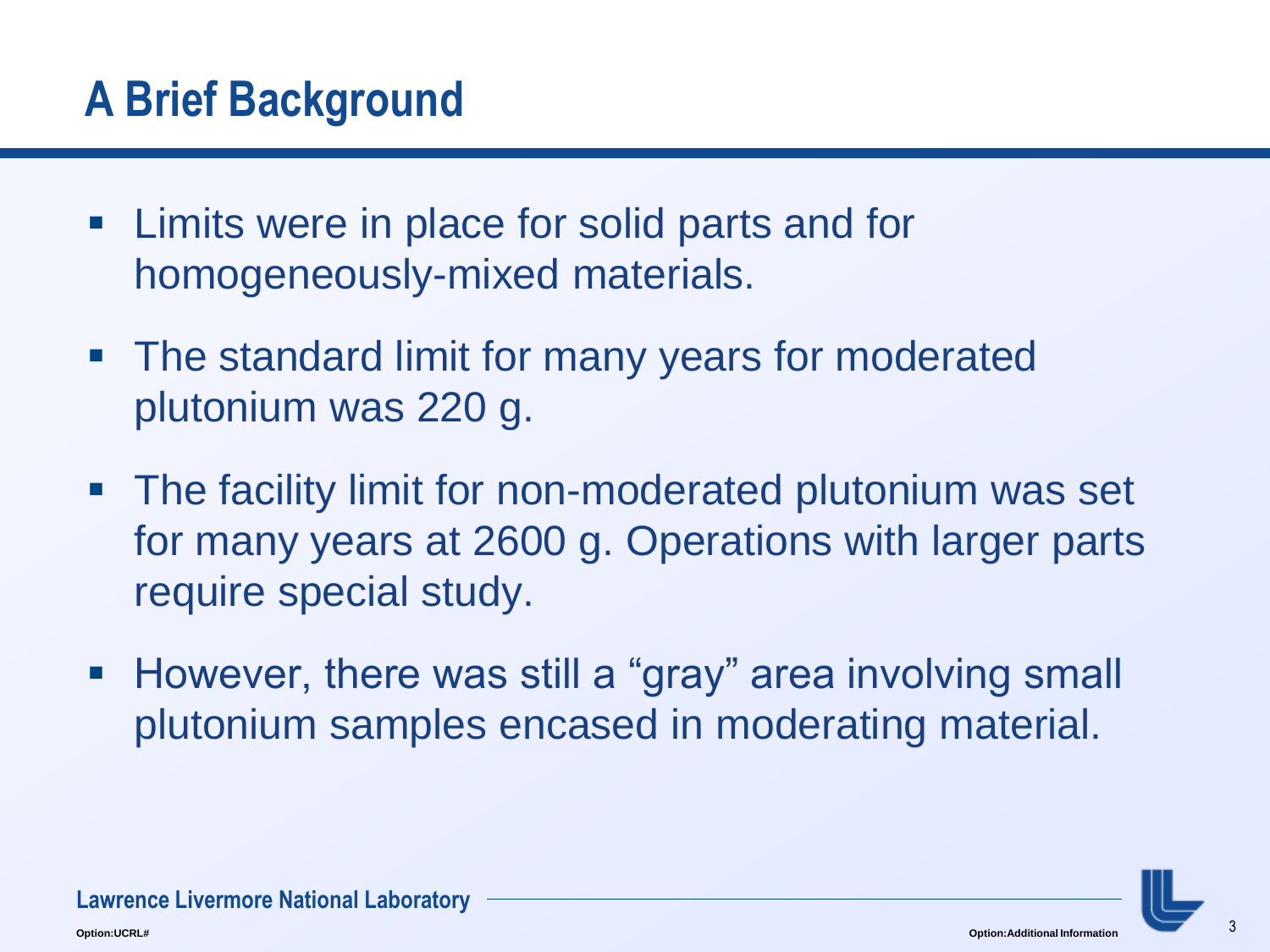# A Brief Background

- Limits were in place for solid parts and for homogeneously-mixed materials.
- The standard limit for many years for moderated plutonium was 220 g.
- The facility limit for non-moderated plutonium was set for many years at 2600 g. Operations with larger parts require special study.
- However, there was still a “gray” area involving small plutonium samples encased in moderating material.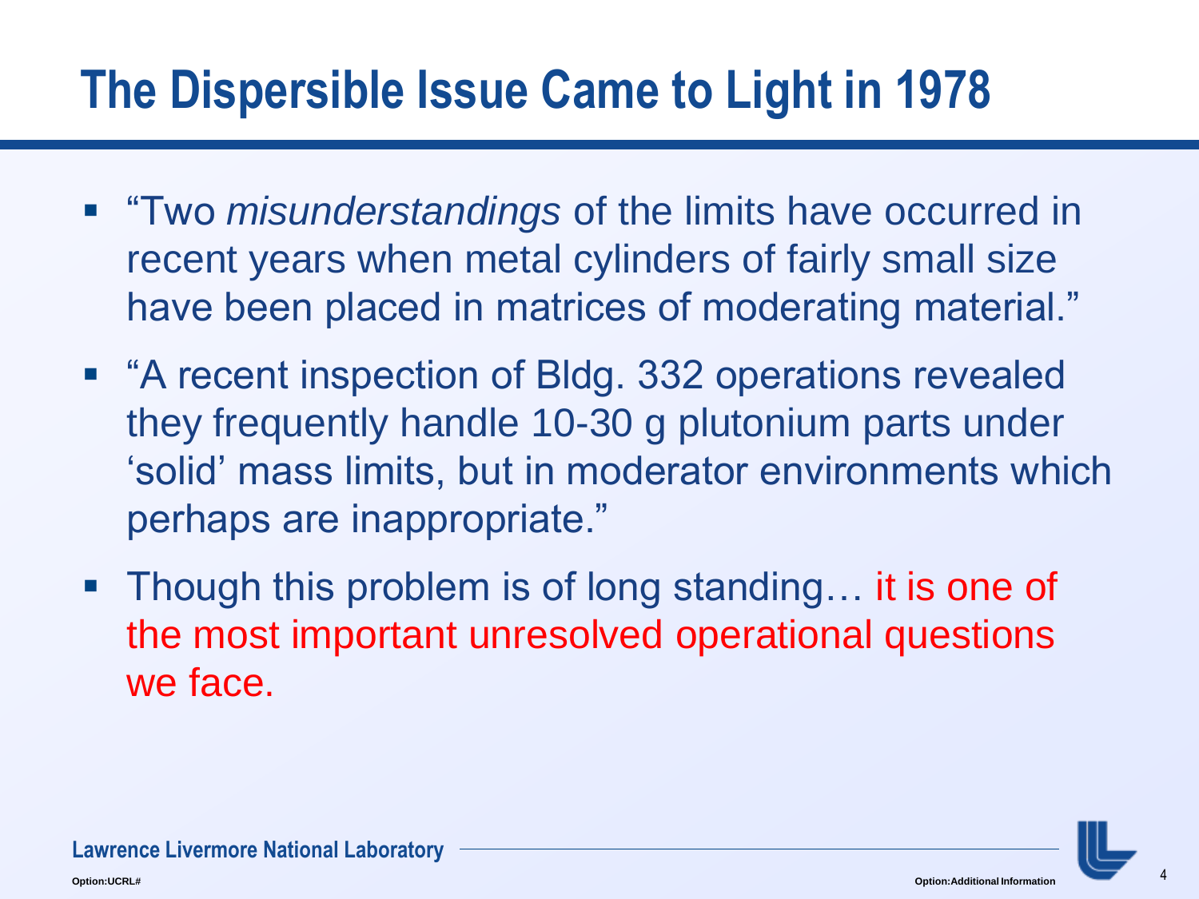# The Dispersible Issue Came to Light in 1978

- "Two *misunderstandings* of the limits have occurred in recent years when metal cylinders of fairly small size have been placed in matrices of moderating material."
- "A recent inspection of Bldg. 332 operations revealed they frequently handle 10-30 g plutonium parts under 'solid' mass limits, but in moderator environments which perhaps are inappropriate."
- Though this problem is of long standing… it is one of the most important unresolved operational questions we face.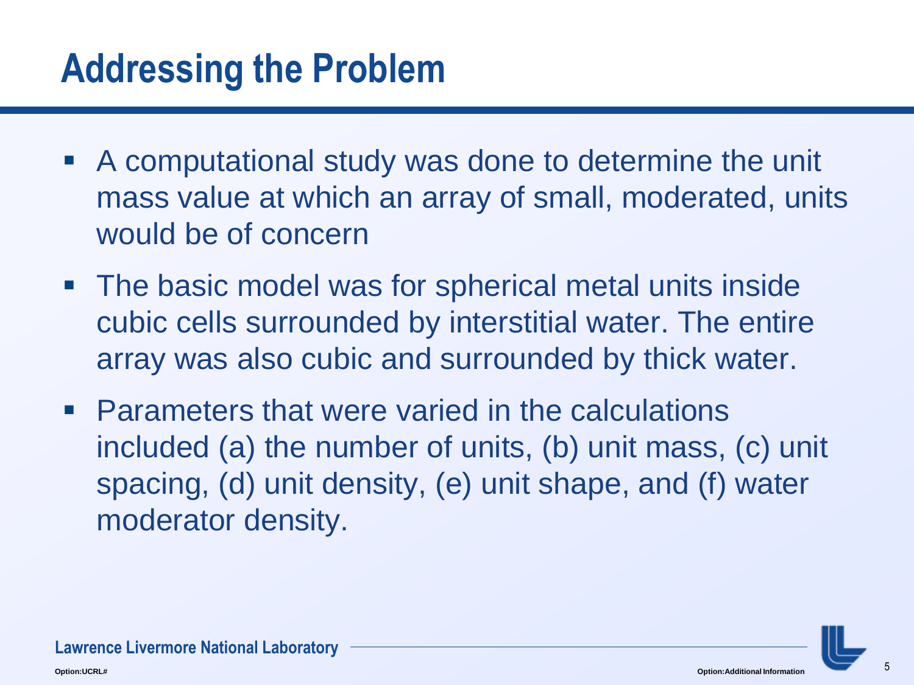# Addressing the Problem

- A computational study was done to determine the unit mass value at which an array of small, moderated, units would be of concern
- The basic model was for spherical metal units inside cubic cells surrounded by interstitial water. The entire array was also cubic and surrounded by thick water.
- Parameters that were varied in the calculations included (a) the number of units, (b) unit mass, (c) unit spacing, (d) unit density, (e) unit shape, and (f) water moderator density.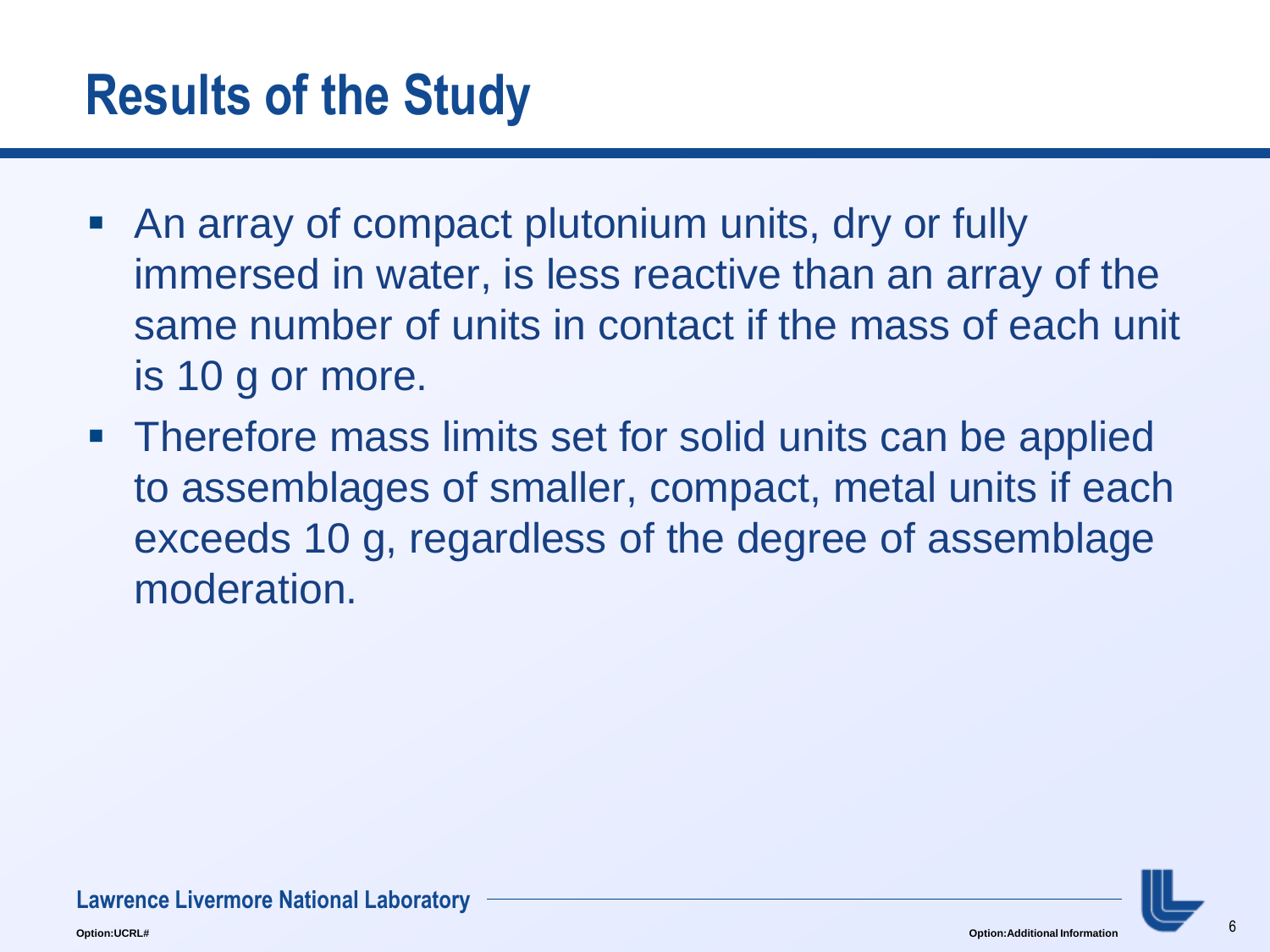# Results of the Study

- An array of compact plutonium units, dry or fully immersed in water, is less reactive than an array of the same number of units in contact if the mass of each unit is 10 g or more.
- Therefore mass limits set for solid units can be applied to assemblages of smaller, compact, metal units if each exceeds 10 g, regardless of the degree of assemblage moderation.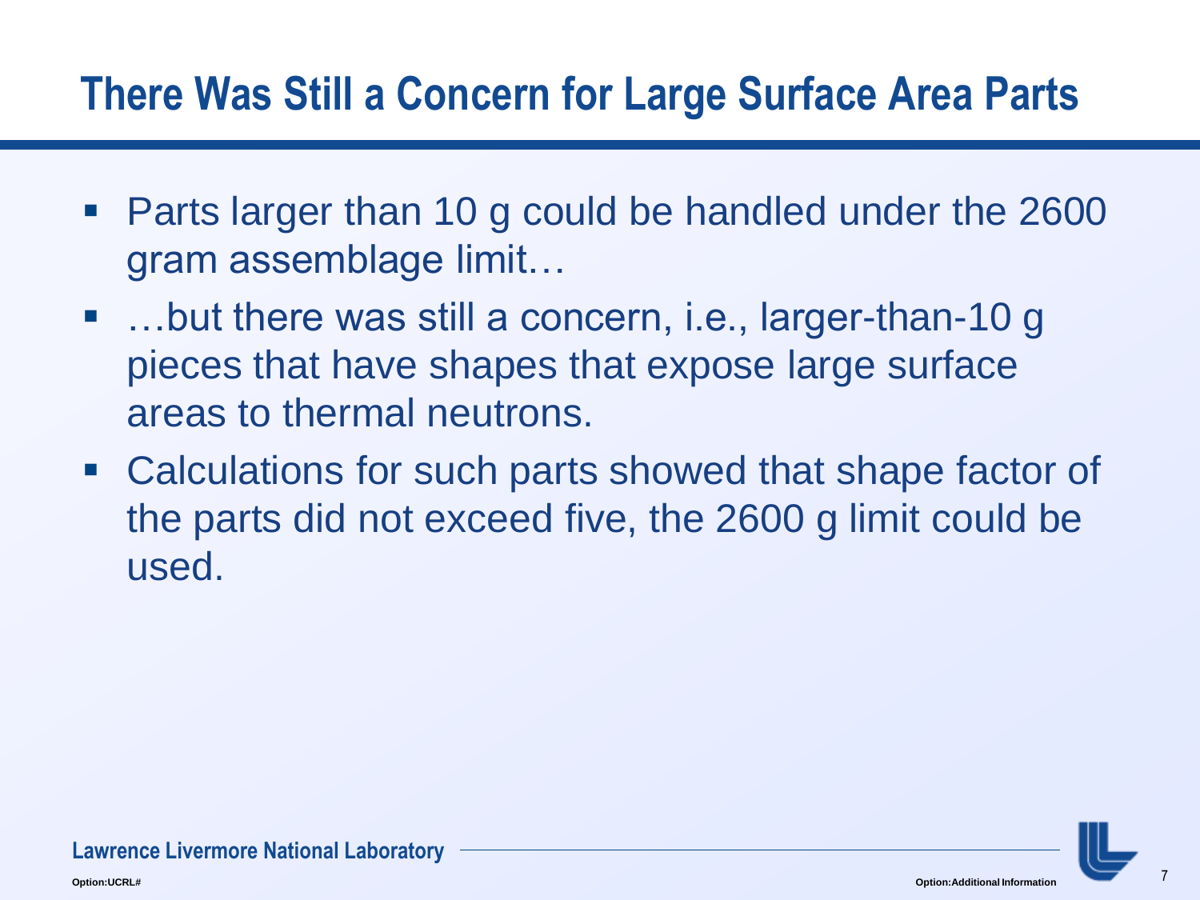# There Was Still a Concern for Large Surface Area Parts

- Parts larger than 10 g could be handled under the 2600 gram assemblage limit…
- …but there was still a concern, i.e., larger-than-10 g pieces that have shapes that expose large surface areas to thermal neutrons.
- Calculations for such parts showed that shape factor of the parts did not exceed five, the 2600 g limit could be used.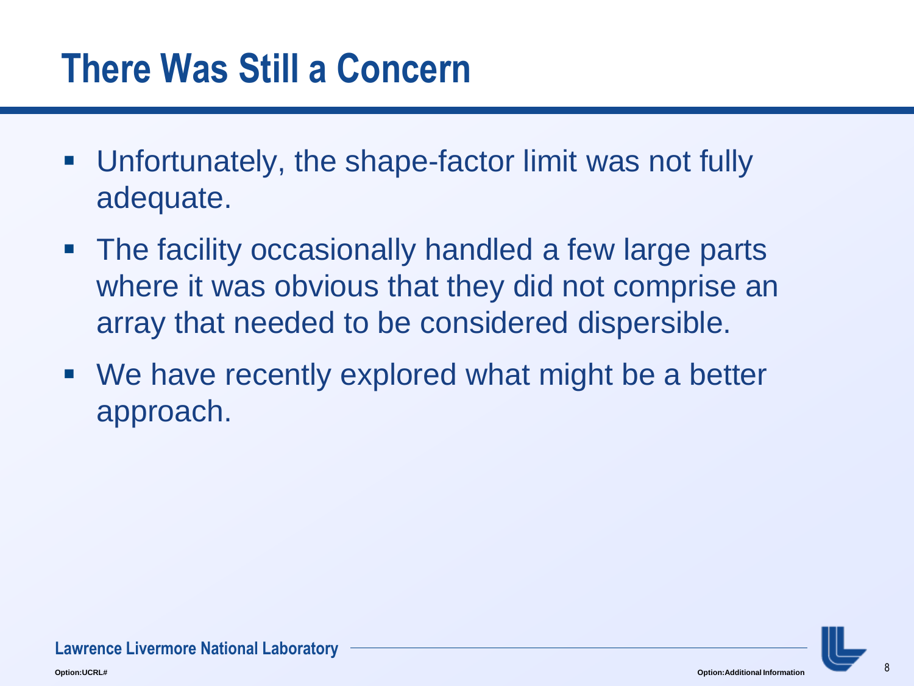# There Was Still a Concern

- Unfortunately, the shape-factor limit was not fully adequate.
- The facility occasionally handled a few large parts where it was obvious that they did not comprise an array that needed to be considered dispersible.
- We have recently explored what might be a better approach.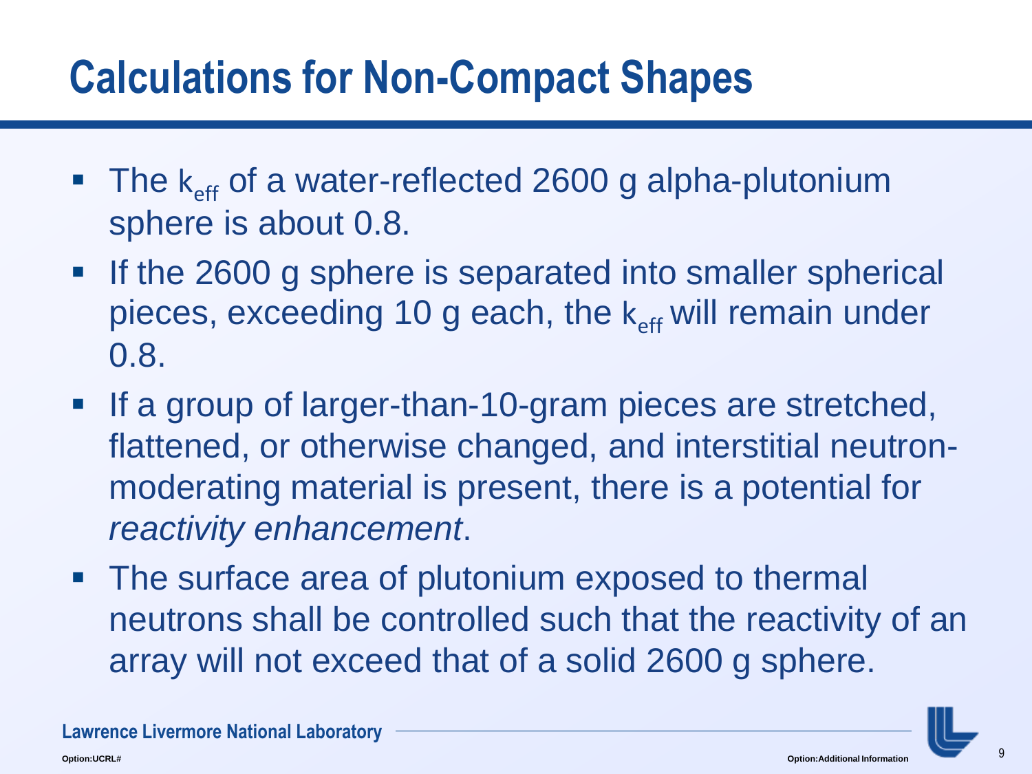# Calculations for Non-Compact Shapes

- The $k_{eff}$ of a water-reflected 2600 g alpha-plutonium sphere is about 0.8.
- If the 2600 g sphere is separated into smaller spherical pieces, exceeding 10 g each, the $k_{eff}$ will remain under 0.8.
- If a group of larger-than-10-gram pieces are stretched, flattened, or otherwise changed, and interstitial neutron-moderating material is present, there is a potential for *reactivity enhancement*.
- The surface area of plutonium exposed to thermal neutrons shall be controlled such that the reactivity of an array will not exceed that of a solid 2600 g sphere.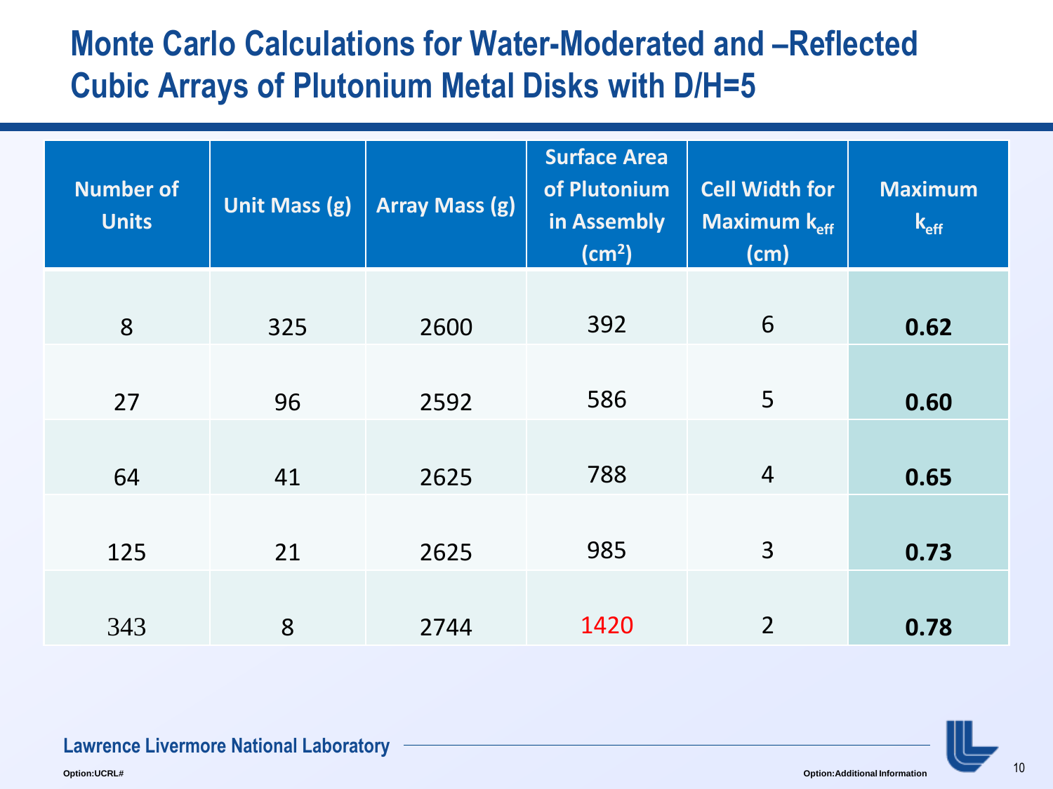# Monte Carlo Calculations for Water-Moderated and –Reflected Cubic Arrays of Plutonium Metal Disks with D/H=5

| Number of Units | Unit Mass (g) | Array Mass (g) | Surface Area of Plutonium in Assembly ($cm^2$) | Cell Width for Maximum $k_{eff}$ (cm) | Maximum $k_{eff}$ |
|---|---|---|---|---|---|
| 8 | 325 | 2600 | 392 | 6 | **0.62** |
| 27 | 96 | 2592 | 586 | 5 | **0.60** |
| 64 | 41 | 2625 | 788 | 4 | **0.65** |
| 125 | 21 | 2625 | 985 | 3 | **0.73** |
| 343 | 8 | 2744 | 1420 | 2 | **0.78** |

Lawrence Livermore National Laboratory

Option:UCRL#

Option:Additional Information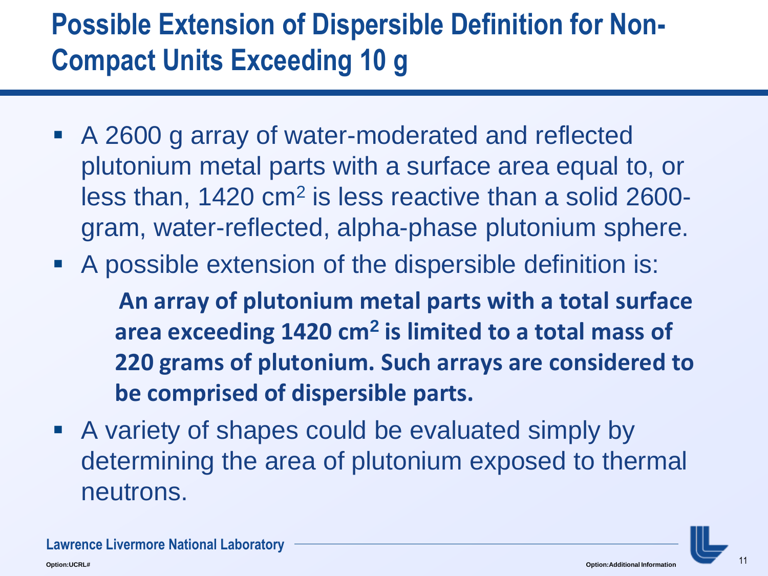# Possible Extension of Dispersible Definition for Non-Compact Units Exceeding 10 g

- A 2600 g array of water-moderated and reflected plutonium metal parts with a surface area equal to, or less than, 1420 $cm^2$ is less reactive than a solid 2600-gram, water-reflected, alpha-phase plutonium sphere.
- A possible extension of the dispersible definition is:

  **An array of plutonium metal parts with a total surface area exceeding 1420 $cm^2$ is limited to a total mass of 220 grams of plutonium. Such arrays are considered to be comprised of dispersible parts.**

- A variety of shapes could be evaluated simply by determining the area of plutonium exposed to thermal neutrons.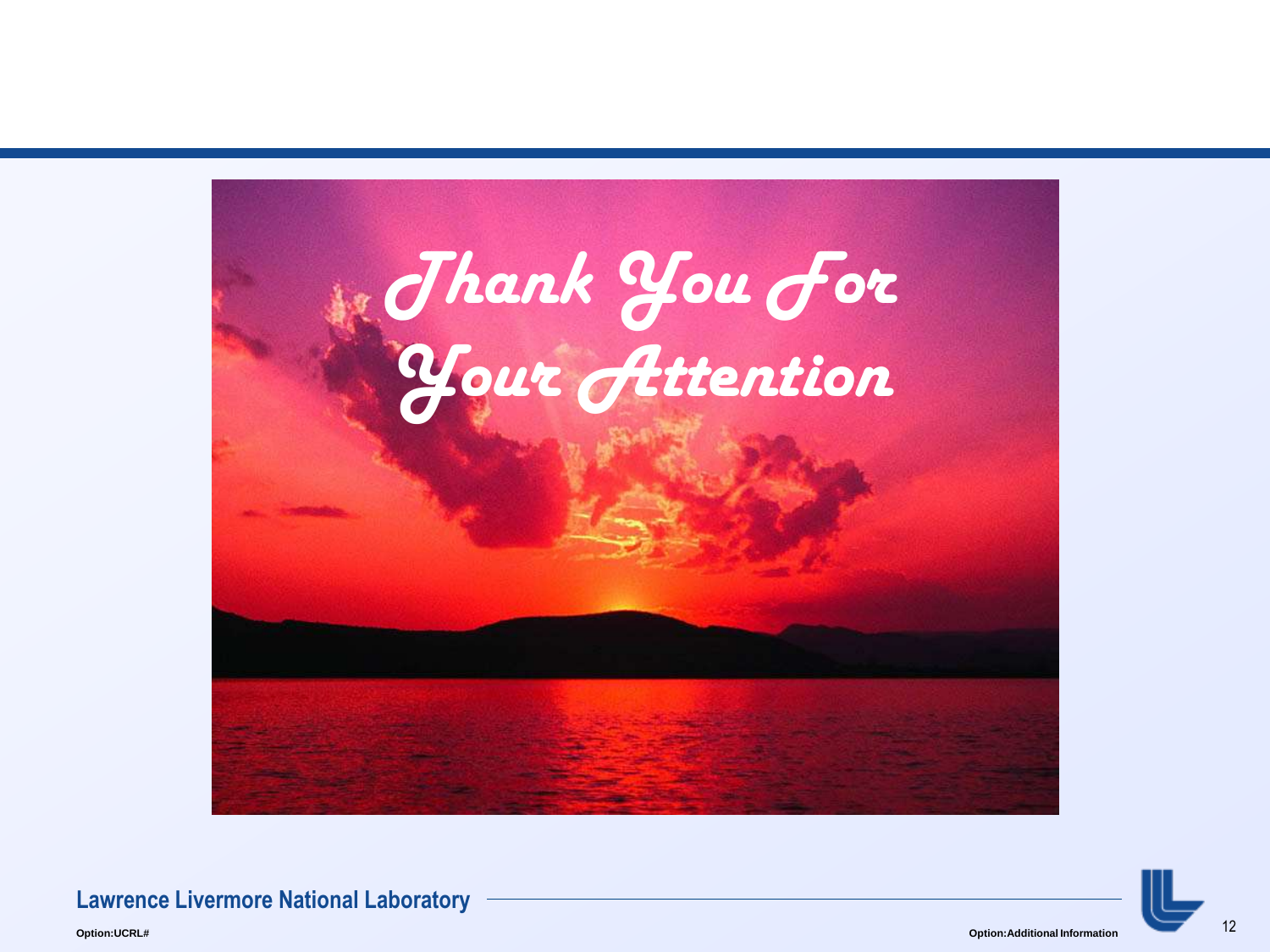Thank You For Your Attention